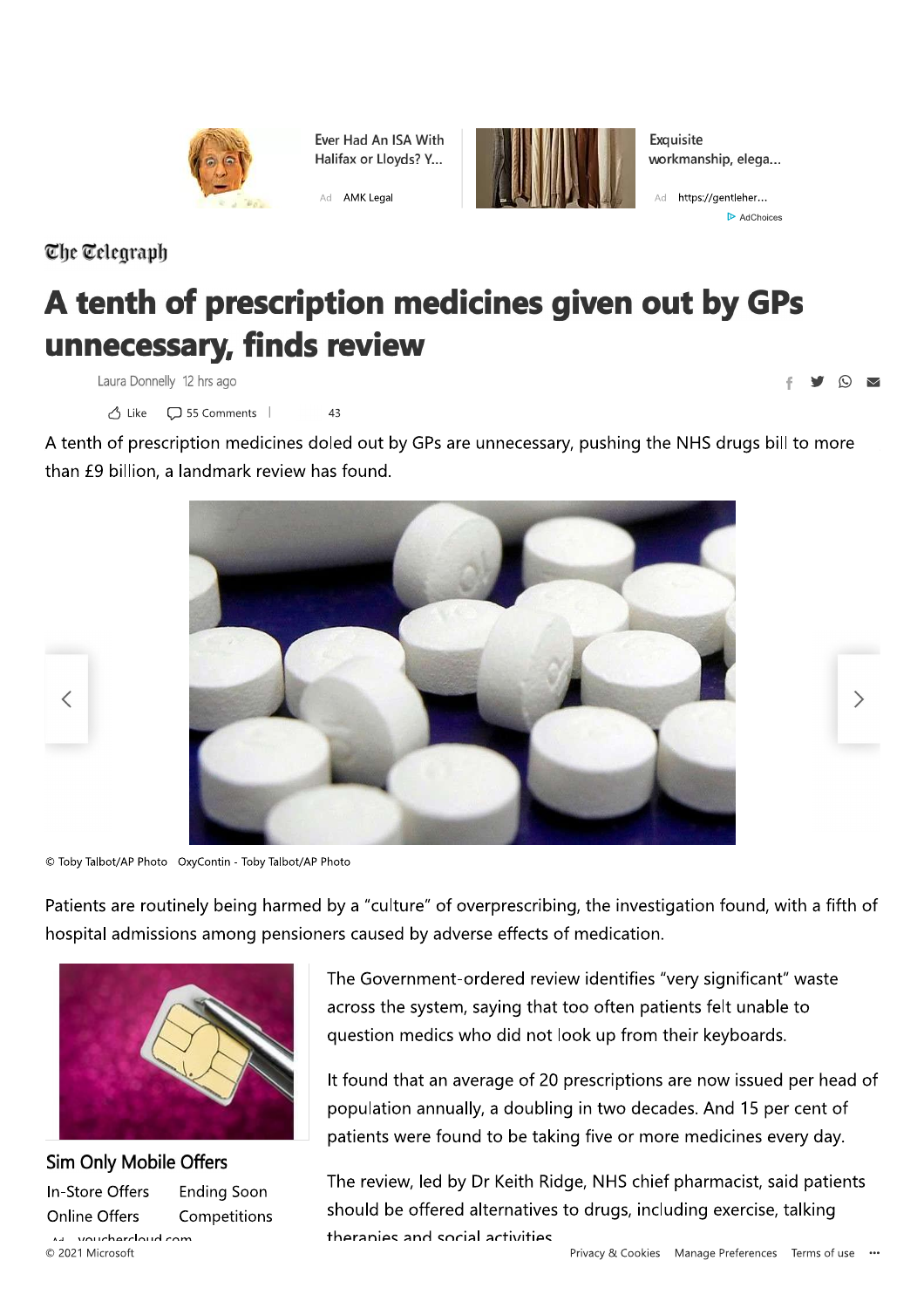The Telegraph

# A tenth of prescription medicines given out by GPs unnecessary, finds review

Laura Donnelly 12 hrs ago

A tenth of prescription medicines doled out by GPs are unnecessary, pushing the NHS drugs bill to more than £9 billion, a landmark review has found.

© Toby Talbot/AP Photo OxyContin - Toby Talbot/AP Photo

Patients are routinely being harmed by a "culture" of overprescribing, the investigation found, with a fifth of hospital admissions among pensioners caused by adverse effects of medication.

The Government-ordered review identifies "very significant" waste across the system, saying that too often patients felt unable to question medics who did not look up from their keyboards.

It found that an average of 20 prescriptions are now issued per head of population annually, a doubling in two decades. And 15 per cent of patients were found to be taking five or more medicines every day.

The review, led by Dr Keith Ridge, NHS chief pharmacist, said patients should be offered alternatives to drugs, including exercise, talking therapies and social activities.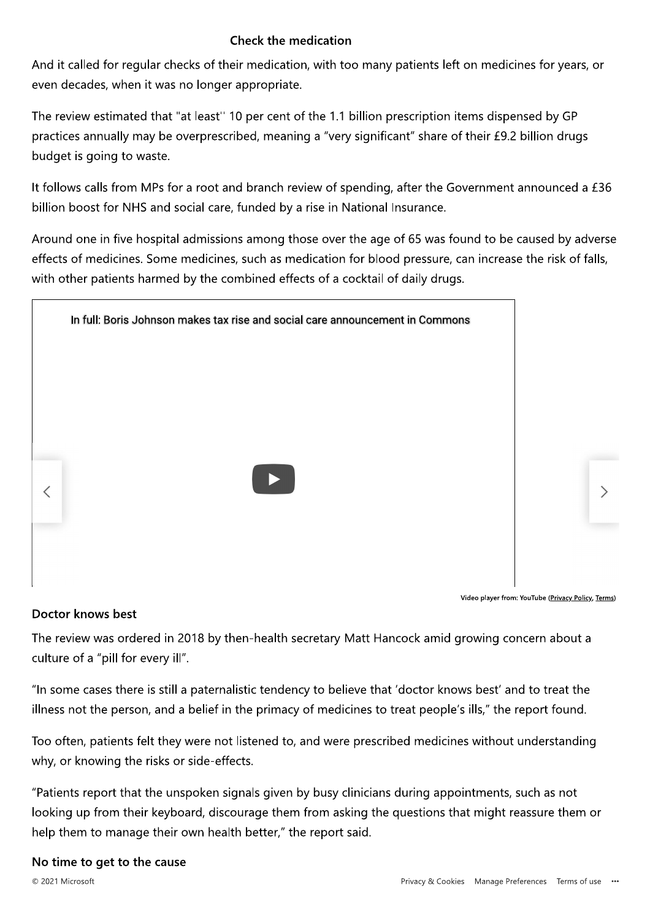## Check the medication

And it called for regular checks of their medication, with too many patients left on medicines for years, or even decades, when it was no longer appropriate.

The review estimated that "at least" 10 per cent of the 1.1 billion prescription items dispensed by GP practices annually may be overprescribed, meaning a "very significant" share of their £9.2 billion drugs budget is going to waste.

It follows calls from MPs for a root and branch review of spending, after the Government announced a £36 billion boost for NHS and social care, funded by a rise in National Insurance.

Around one in five hospital admissions among those over the age of 65 was found to be caused by adverse effects of medicines. Some medicines, such as medication for blood pressure, can increase the risk of falls, with other patients harmed by the combined effects of a cocktail of daily drugs.

In full: Boris Johnson makes tax rise and social care announcement in Commons

Video player from: YouTube (Privacy Policy, Terms)

## Doctor knows best

The review was ordered in 2018 by then-health secretary Matt Hancock amid growing concern about a culture of a "pill for every ill".

"In some cases there is still a paternalistic tendency to believe that 'doctor knows best' and to treat the illness not the person, and a belief in the primacy of medicines to treat people's ills," the report found.

Too often, patients felt they were not listened to, and were prescribed medicines without understanding why, or knowing the risks or side-effects.

"Patients report that the unspoken signals given by busy clinicians during appointments, such as not looking up from their keyboard, discourage them from asking the questions that might reassure them or help them to manage their own health better," the report said.

## No time to get to the cause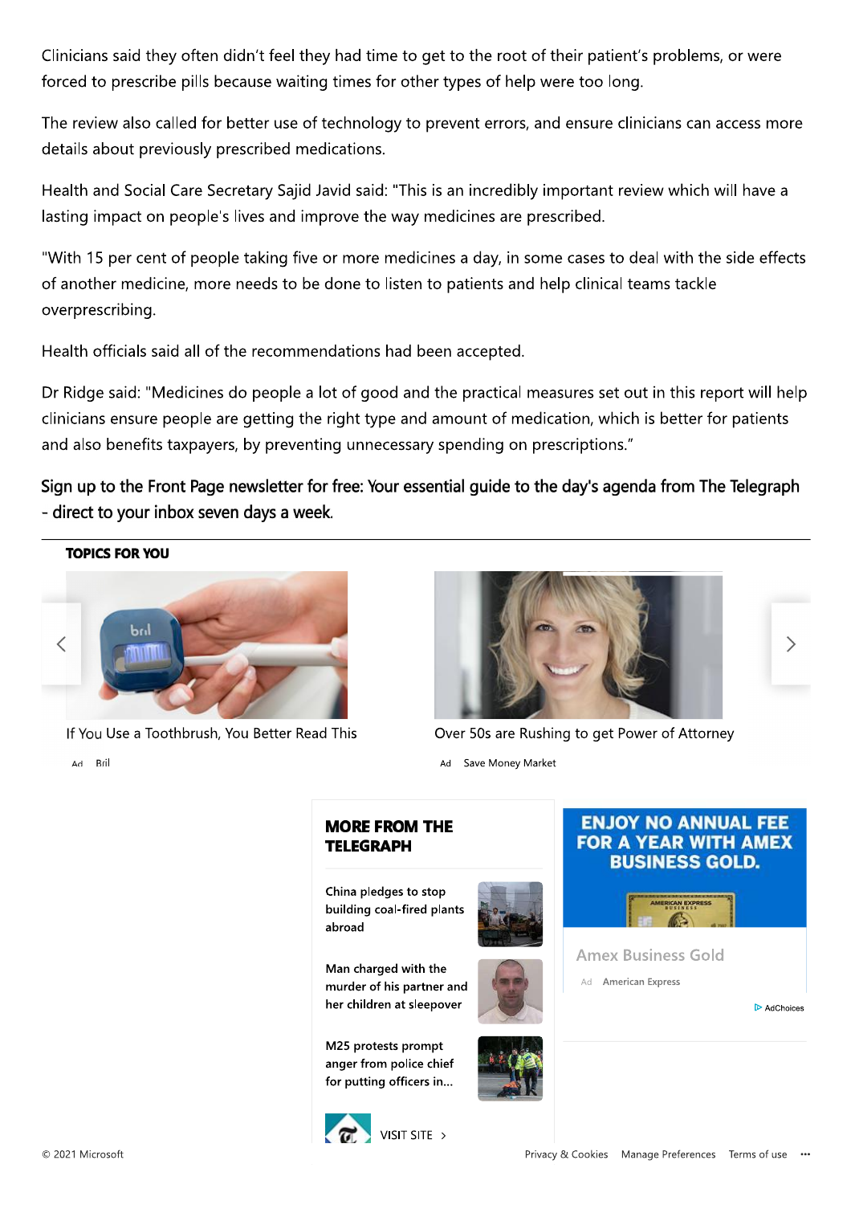Clinicians said they often didn't feel they had time to get to the root of their patient's problems, or were forced to prescribe pills because waiting times for other types of help were too long.

The review also called for better use of technology to prevent errors, and ensure clinicians can access more details about previously prescribed medications.

Health and Social Care Secretary Sajid Javid said: "This is an incredibly important review which will have a lasting impact on people's lives and improve the way medicines are prescribed.

"With 15 per cent of people taking five or more medicines a day, in some cases to deal with the side effects of another medicine, more needs to be done to listen to patients and help clinical teams tackle overprescribing.

Health officials said all of the recommendations had been accepted.

Dr Ridge said: "Medicines do people a lot of good and the practical measures set out in this report will help clinicians ensure people are getting the right type and amount of medication, which is better for patients and also benefits taxpayers, by preventing unnecessary spending on prescriptions."

Sign up to the Front Page newsletter for free: Your essential guide to the day's agenda from The Telegraph - direct to your inbox seven days a week.

**TOPICS FOR YOU**

If You Use a Toothbrush, You Better Read This

Ad Bril

Over 50s are Rushing to get Power of Attorney

Ad Save Money Market

**MORE FROM THE TELEGRAPH**

China pledges to stop building coal-fired plants abroad

Man charged with the murder of his partner and her children at sleepover

M25 protests prompt anger from police chief for putting officers in...

VISIT SITE >

ENJOY NO ANNUAL FEE FOR A YEAR WITH AMEX BUSINESS GOLD.

Amex Business Gold

Ad American Express

AdChoices

© 2021 Microsoft

Privacy & Cookies   Manage Preferences   Terms of use